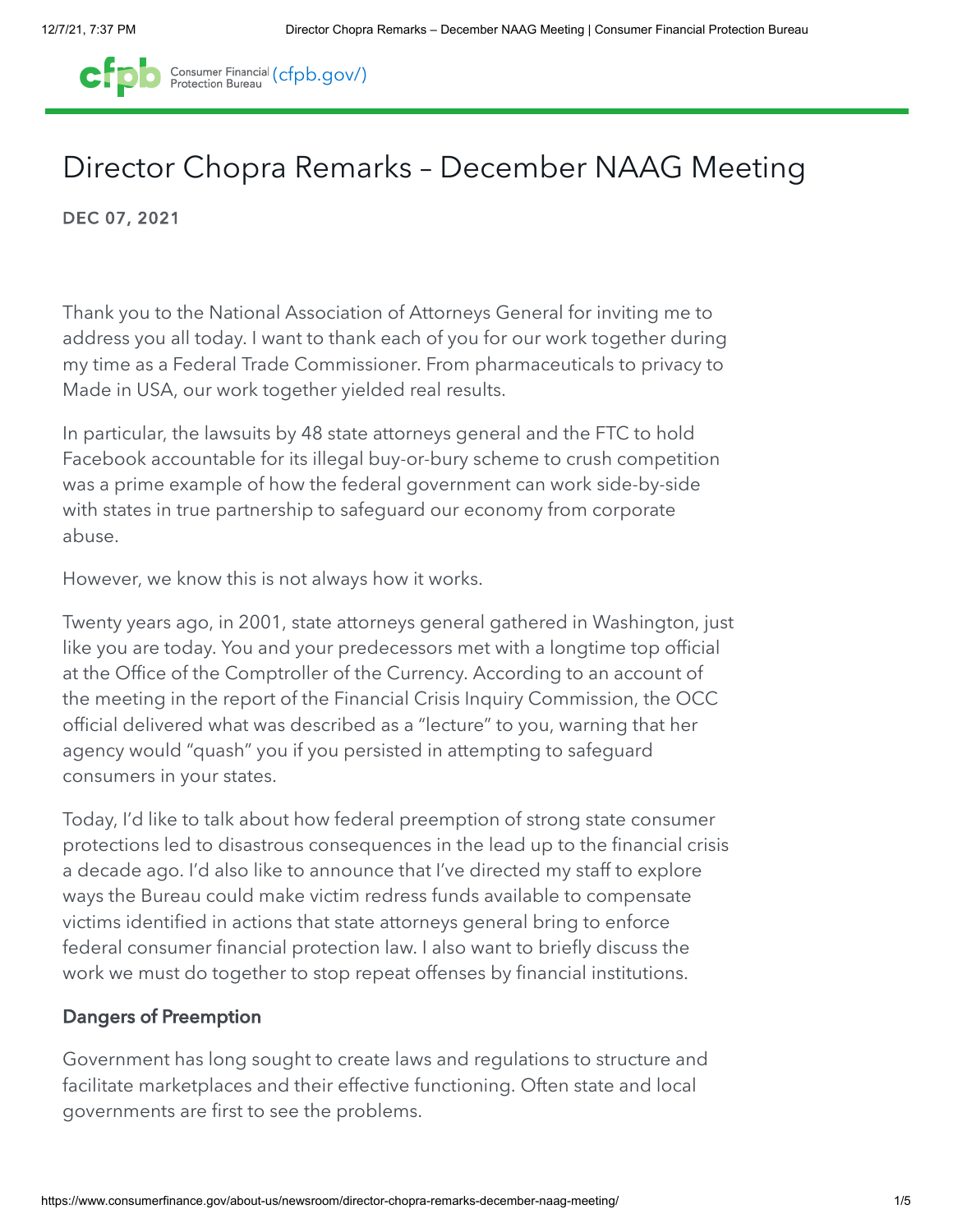# Director Chopra Remarks – December NAAG Meeting

**DEC 07, 2021**

Thank you to the National Association of Attorneys General for inviting me to address you all today. I want to thank each of you for our work together during my time as a Federal Trade Commissioner. From pharmaceuticals to privacy to Made in USA, our work together yielded real results.

In particular, the lawsuits by 48 state attorneys general and the FTC to hold Facebook accountable for its illegal buy-or-bury scheme to crush competition was a prime example of how the federal government can work side-by-side with states in true partnership to safeguard our economy from corporate abuse.

However, we know this is not always how it works.

Twenty years ago, in 2001, state attorneys general gathered in Washington, just like you are today. You and your predecessors met with a longtime top official at the Office of the Comptroller of the Currency. According to an account of the meeting in the report of the Financial Crisis Inquiry Commission, the OCC official delivered what was described as a "lecture" to you, warning that her agency would "quash" you if you persisted in attempting to safeguard consumers in your states.

Today, I'd like to talk about how federal preemption of strong state consumer protections led to disastrous consequences in the lead up to the financial crisis a decade ago. I'd also like to announce that I've directed my staff to explore ways the Bureau could make victim redress funds available to compensate victims identified in actions that state attorneys general bring to enforce federal consumer financial protection law. I also want to briefly discuss the work we must do together to stop repeat offenses by financial institutions.

## Dangers of Preemption

Government has long sought to create laws and regulations to structure and facilitate marketplaces and their effective functioning. Often state and local governments are first to see the problems.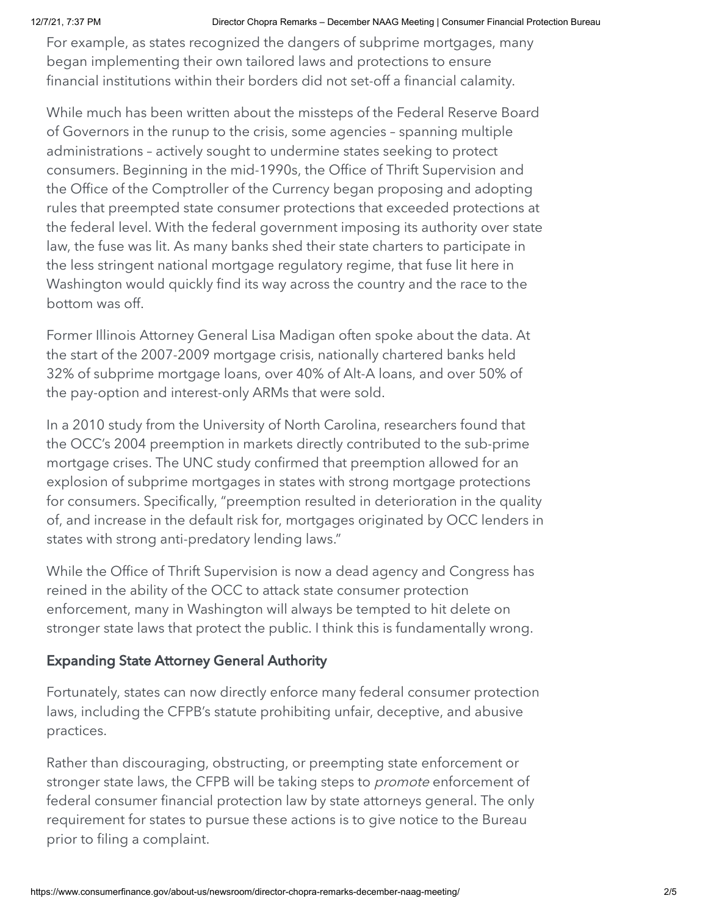For example, as states recognized the dangers of subprime mortgages, many began implementing their own tailored laws and protections to ensure financial institutions within their borders did not set-off a financial calamity.

While much has been written about the missteps of the Federal Reserve Board of Governors in the runup to the crisis, some agencies – spanning multiple administrations – actively sought to undermine states seeking to protect consumers. Beginning in the mid-1990s, the Office of Thrift Supervision and the Office of the Comptroller of the Currency began proposing and adopting rules that preempted state consumer protections that exceeded protections at the federal level. With the federal government imposing its authority over state law, the fuse was lit. As many banks shed their state charters to participate in the less stringent national mortgage regulatory regime, that fuse lit here in Washington would quickly find its way across the country and the race to the bottom was off.

Former Illinois Attorney General Lisa Madigan often spoke about the data. At the start of the 2007-2009 mortgage crisis, nationally chartered banks held 32% of subprime mortgage loans, over 40% of Alt-A loans, and over 50% of the pay-option and interest-only ARMs that were sold.

In a 2010 study from the University of North Carolina, researchers found that the OCC's 2004 preemption in markets directly contributed to the sub-prime mortgage crises. The UNC study confirmed that preemption allowed for an explosion of subprime mortgages in states with strong mortgage protections for consumers. Specifically, "preemption resulted in deterioration in the quality of, and increase in the default risk for, mortgages originated by OCC lenders in states with strong anti-predatory lending laws."

While the Office of Thrift Supervision is now a dead agency and Congress has reined in the ability of the OCC to attack state consumer protection enforcement, many in Washington will always be tempted to hit delete on stronger state laws that protect the public. I think this is fundamentally wrong.

## Expanding State Attorney General Authority

Fortunately, states can now directly enforce many federal consumer protection laws, including the CFPB's statute prohibiting unfair, deceptive, and abusive practices.

Rather than discouraging, obstructing, or preempting state enforcement or stronger state laws, the CFPB will be taking steps to *promote* enforcement of federal consumer financial protection law by state attorneys general. The only requirement for states to pursue these actions is to give notice to the Bureau prior to filing a complaint.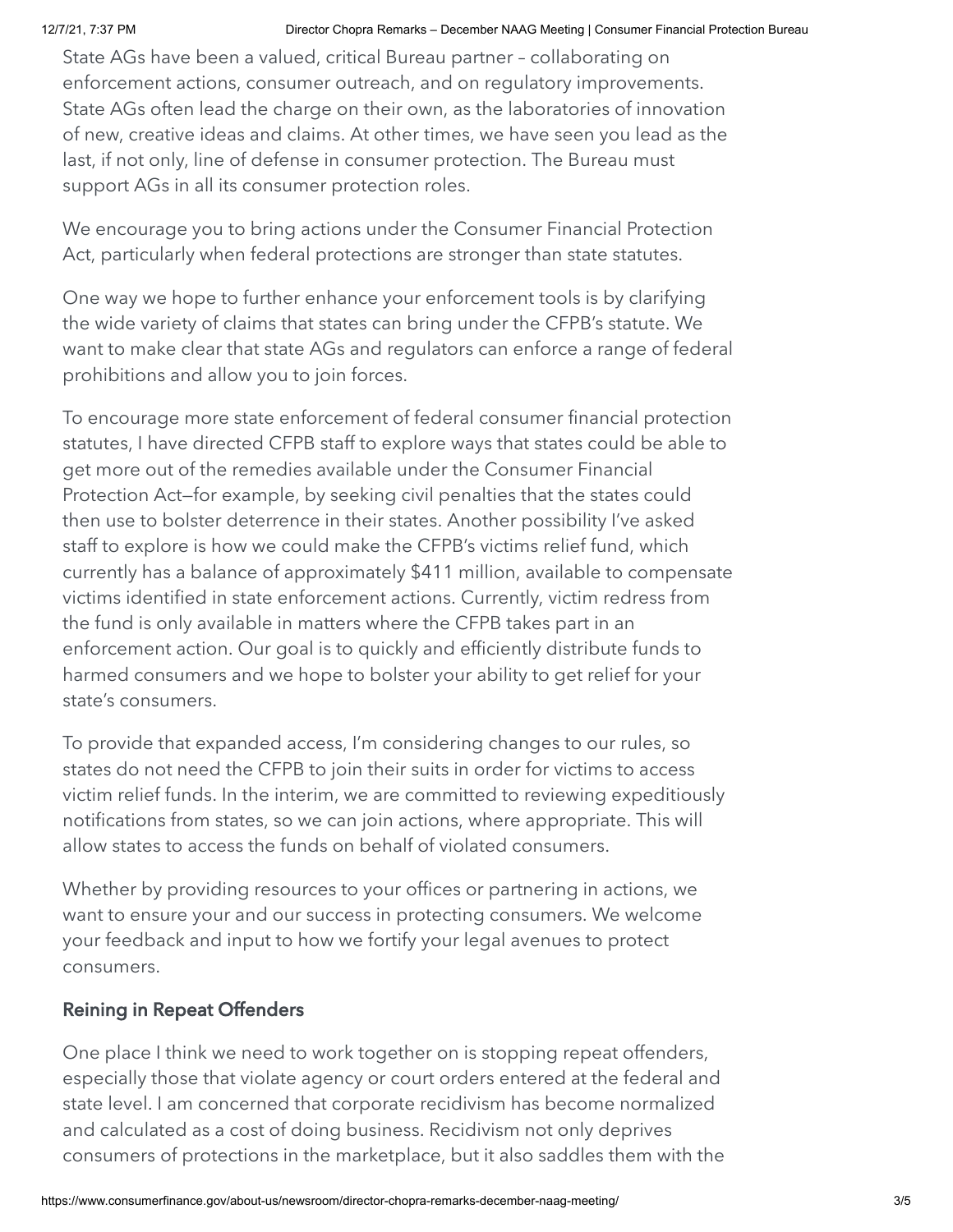State AGs have been a valued, critical Bureau partner – collaborating on enforcement actions, consumer outreach, and on regulatory improvements. State AGs often lead the charge on their own, as the laboratories of innovation of new, creative ideas and claims. At other times, we have seen you lead as the last, if not only, line of defense in consumer protection. The Bureau must support AGs in all its consumer protection roles.

We encourage you to bring actions under the Consumer Financial Protection Act, particularly when federal protections are stronger than state statutes.

One way we hope to further enhance your enforcement tools is by clarifying the wide variety of claims that states can bring under the CFPB's statute. We want to make clear that state AGs and regulators can enforce a range of federal prohibitions and allow you to join forces.

To encourage more state enforcement of federal consumer financial protection statutes, I have directed CFPB staff to explore ways that states could be able to get more out of the remedies available under the Consumer Financial Protection Act—for example, by seeking civil penalties that the states could then use to bolster deterrence in their states. Another possibility I've asked staff to explore is how we could make the CFPB's victims relief fund, which currently has a balance of approximately $411 million, available to compensate victims identified in state enforcement actions. Currently, victim redress from the fund is only available in matters where the CFPB takes part in an enforcement action. Our goal is to quickly and efficiently distribute funds to harmed consumers and we hope to bolster your ability to get relief for your state's consumers.

To provide that expanded access, I'm considering changes to our rules, so states do not need the CFPB to join their suits in order for victims to access victim relief funds. In the interim, we are committed to reviewing expeditiously notifications from states, so we can join actions, where appropriate. This will allow states to access the funds on behalf of violated consumers.

Whether by providing resources to your offices or partnering in actions, we want to ensure your and our success in protecting consumers. We welcome your feedback and input to how we fortify your legal avenues to protect consumers.

### Reining in Repeat Offenders

One place I think we need to work together on is stopping repeat offenders, especially those that violate agency or court orders entered at the federal and state level. I am concerned that corporate recidivism has become normalized and calculated as a cost of doing business. Recidivism not only deprives consumers of protections in the marketplace, but it also saddles them with the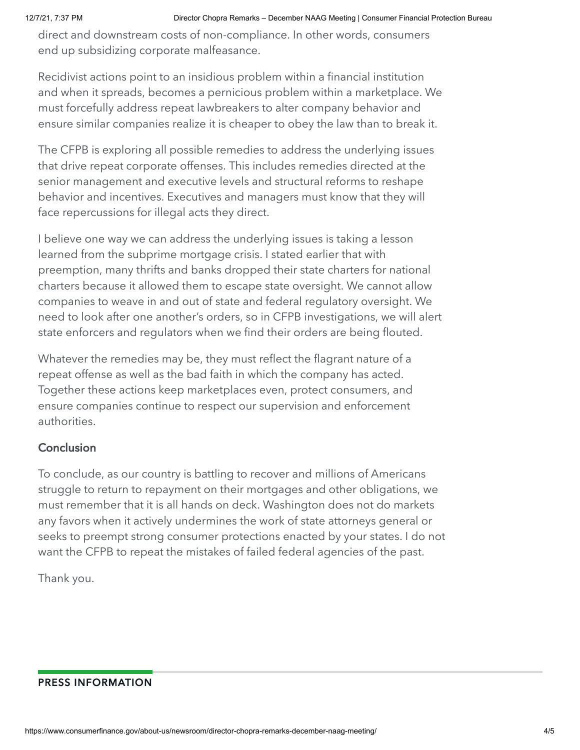direct and downstream costs of non-compliance. In other words, consumers end up subsidizing corporate malfeasance.

Recidivist actions point to an insidious problem within a financial institution and when it spreads, becomes a pernicious problem within a marketplace. We must forcefully address repeat lawbreakers to alter company behavior and ensure similar companies realize it is cheaper to obey the law than to break it.

The CFPB is exploring all possible remedies to address the underlying issues that drive repeat corporate offenses. This includes remedies directed at the senior management and executive levels and structural reforms to reshape behavior and incentives. Executives and managers must know that they will face repercussions for illegal acts they direct.

I believe one way we can address the underlying issues is taking a lesson learned from the subprime mortgage crisis. I stated earlier that with preemption, many thrifts and banks dropped their state charters for national charters because it allowed them to escape state oversight. We cannot allow companies to weave in and out of state and federal regulatory oversight. We need to look after one another's orders, so in CFPB investigations, we will alert state enforcers and regulators when we find their orders are being flouted.

Whatever the remedies may be, they must reflect the flagrant nature of a repeat offense as well as the bad faith in which the company has acted. Together these actions keep marketplaces even, protect consumers, and ensure companies continue to respect our supervision and enforcement authorities.

## Conclusion

To conclude, as our country is battling to recover and millions of Americans struggle to return to repayment on their mortgages and other obligations, we must remember that it is all hands on deck. Washington does not do markets any favors when it actively undermines the work of state attorneys general or seeks to preempt strong consumer protections enacted by your states. I do not want the CFPB to repeat the mistakes of failed federal agencies of the past.

Thank you.

## PRESS INFORMATION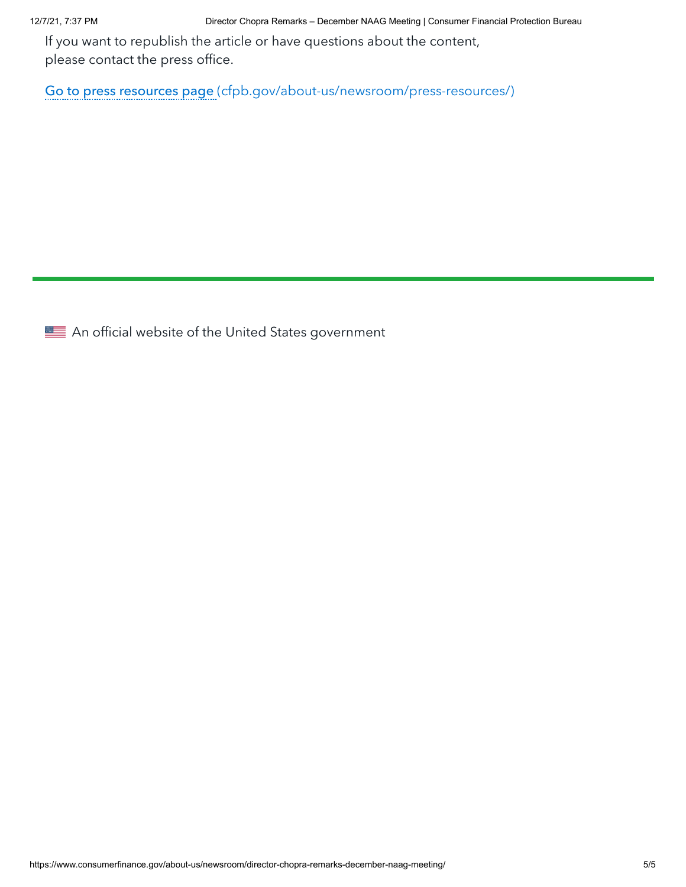If you want to republish the article or have questions about the content, please contact the press office.

[Go to press resources page](cfpb.gov/about-us/newsroom/press-resources/) (cfpb.gov/about-us/newsroom/press-resources/)

---

An official website of the United States government